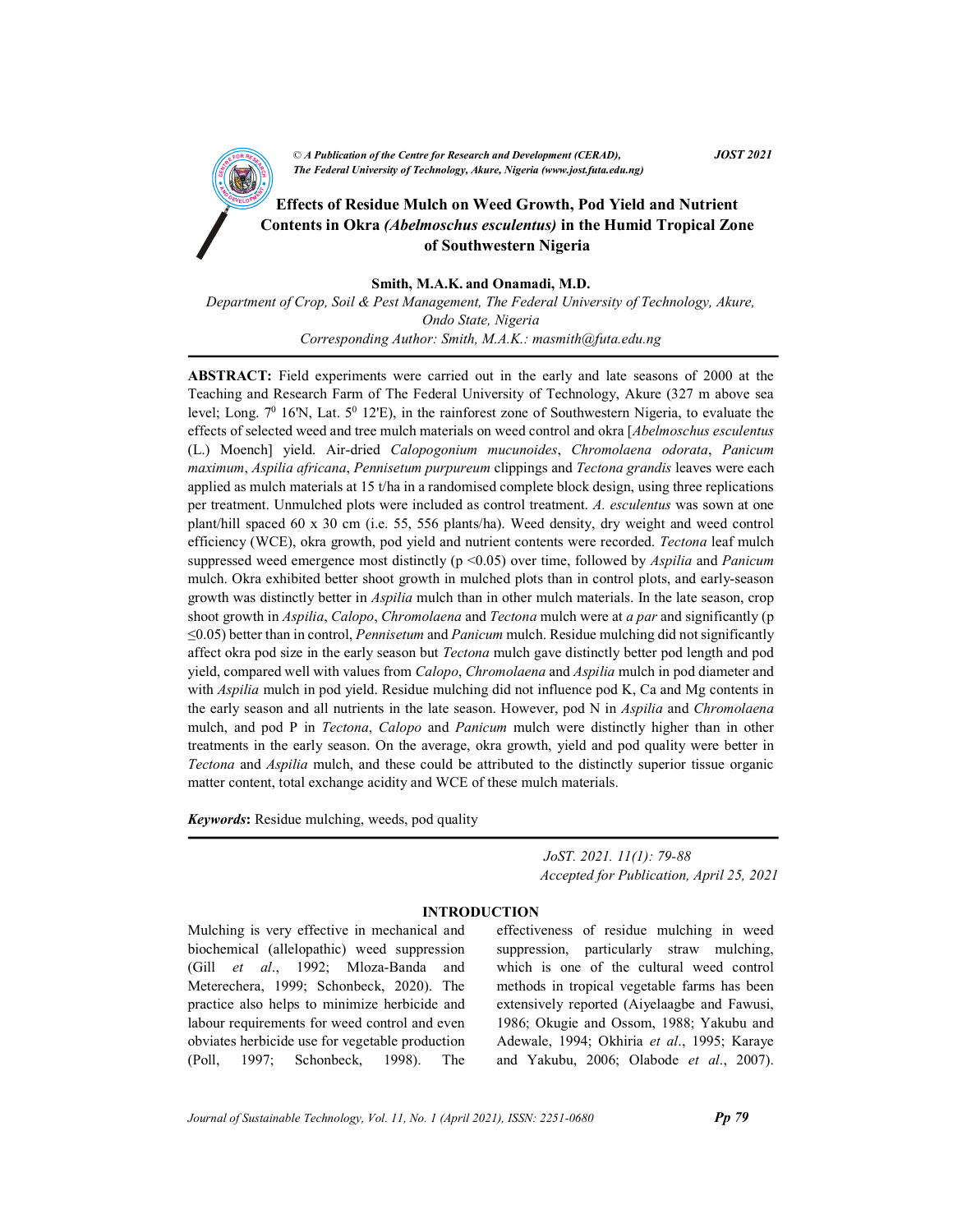# Effects of Residue Mulch on Weed Growth, Pod Yield and Nutrient Contents in Okra *(Abelmoschus esculentus)* in the Humid Tropical Zone of Southwestern Nigeria

**Smith, M.A.K. and Onamadi, M.D.**

*Department of Crop, Soil & Pest Management, The Federal University of Technology, Akure, Ondo State, Nigeria*

*Corresponding Author: Smith, M.A.K.: masmith@futa.edu.ng*

**ABSTRACT:** Field experiments were carried out in the early and late seasons of 2000 at the Teaching and Research Farm of The Federal University of Technology, Akure (327 m above sea level; Long. $7^0$ 16'N, Lat. $5^0$ 12'E), in the rainforest zone of Southwestern Nigeria, to evaluate the effects of selected weed and tree mulch materials on weed control and okra [*Abelmoschus esculentus* (L.) Moench] yield. Air-dried *Calopogonium mucunoides*, *Chromolaena odorata*, *Panicum maximum*, *Aspilia africana*, *Pennisetum purpureum* clippings and *Tectona grandis* leaves were each applied as mulch materials at 15 t/ha in a randomised complete block design, using three replications per treatment. Unmulched plots were included as control treatment. *A. esculentus* was sown at one plant/hill spaced 60 x 30 cm (i.e. 55, 556 plants/ha). Weed density, dry weight and weed control efficiency (WCE), okra growth, pod yield and nutrient contents were recorded. *Tectona* leaf mulch suppressed weed emergence most distinctly ($p < 0.05$) over time, followed by *Aspilia* and *Panicum* mulch. Okra exhibited better shoot growth in mulched plots than in control plots, and early-season growth was distinctly better in *Aspilia* mulch than in other mulch materials. In the late season, crop shoot growth in *Aspilia*, *Calopo*, *Chromolaena* and *Tectona* mulch were at *a par* and significantly ($p \leq 0.05$) better than in control, *Pennisetum* and *Panicum* mulch. Residue mulching did not significantly affect okra pod size in the early season but *Tectona* mulch gave distinctly better pod length and pod yield, compared well with values from *Calopo*, *Chromolaena* and *Aspilia* mulch in pod diameter and with *Aspilia* mulch in pod yield. Residue mulching did not influence pod K, Ca and Mg contents in the early season and all nutrients in the late season. However, pod N in *Aspilia* and *Chromolaena* mulch, and pod P in *Tectona*, *Calopo* and *Panicum* mulch were distinctly higher than in other treatments in the early season. On the average, okra growth, yield and pod quality were better in *Tectona* and *Aspilia* mulch, and these could be attributed to the distinctly superior tissue organic matter content, total exchange acidity and WCE of these mulch materials.

***Keywords*:** Residue mulching, weeds, pod quality

*JoST. 2021. 11(1): 79-88*
*Accepted for Publication, April 25, 2021*

## INTRODUCTION

Mulching is very effective in mechanical and biochemical (allelopathic) weed suppression (Gill *et al*., 1992; Mloza-Banda and Meterechera, 1999; Schonbeck, 2020). The practice also helps to minimize herbicide and labour requirements for weed control and even obviates herbicide use for vegetable production (Poll, 1997; Schonbeck, 1998). The effectiveness of residue mulching in weed suppression, particularly straw mulching, which is one of the cultural weed control methods in tropical vegetable farms has been extensively reported (Aiyelaagbe and Fawusi, 1986; Okugie and Ossom, 1988; Yakubu and Adewale, 1994; Okhiria *et al*., 1995; Karaye and Yakubu, 2006; Olabode *et al*., 2007).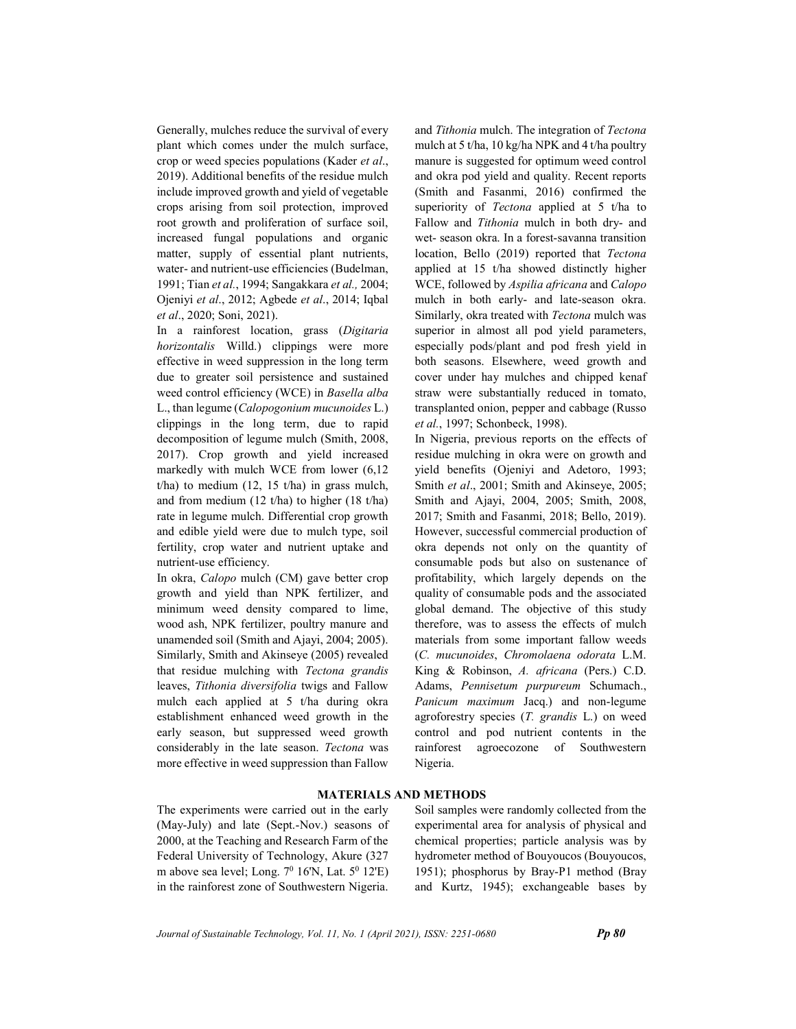Generally, mulches reduce the survival of every plant which comes under the mulch surface, crop or weed species populations (Kader *et al*., 2019). Additional benefits of the residue mulch include improved growth and yield of vegetable crops arising from soil protection, improved root growth and proliferation of surface soil, increased fungal populations and organic matter, supply of essential plant nutrients, water- and nutrient-use efficiencies (Budelman, 1991; Tian *et al*., 1994; Sangakkara *et al.,* 2004; Ojeniyi *et al*., 2012; Agbede *et al*., 2014; Iqbal *et al*., 2020; Soni, 2021).

In a rainforest location, grass (*Digitaria horizontalis* Willd.) clippings were more effective in weed suppression in the long term due to greater soil persistence and sustained weed control efficiency (WCE) in *Basella alba* L., than legume (*Calopogonium mucunoides* L.) clippings in the long term, due to rapid decomposition of legume mulch (Smith, 2008, 2017). Crop growth and yield increased markedly with mulch WCE from lower (6,12 t/ha) to medium (12, 15 t/ha) in grass mulch, and from medium (12 t/ha) to higher (18 t/ha) rate in legume mulch. Differential crop growth and edible yield were due to mulch type, soil fertility, crop water and nutrient uptake and nutrient-use efficiency.

In okra, *Calopo* mulch (CM) gave better crop growth and yield than NPK fertilizer, and minimum weed density compared to lime, wood ash, NPK fertilizer, poultry manure and unamended soil (Smith and Ajayi, 2004; 2005). Similarly, Smith and Akinseye (2005) revealed that residue mulching with *Tectona grandis* leaves, *Tithonia diversifolia* twigs and Fallow mulch each applied at 5 t/ha during okra establishment enhanced weed growth in the early season, but suppressed weed growth considerably in the late season. *Tectona* was more effective in weed suppression than Fallow and *Tithonia* mulch. The integration of *Tectona* mulch at 5 t/ha, 10 kg/ha NPK and 4 t/ha poultry manure is suggested for optimum weed control and okra pod yield and quality. Recent reports (Smith and Fasanmi, 2016) confirmed the superiority of *Tectona* applied at 5 t/ha to Fallow and *Tithonia* mulch in both dry- and wet- season okra. In a forest-savanna transition location, Bello (2019) reported that *Tectona* applied at 15 t/ha showed distinctly higher WCE, followed by *Aspilia africana* and *Calopo* mulch in both early- and late-season okra. Similarly, okra treated with *Tectona* mulch was superior in almost all pod yield parameters, especially pods/plant and pod fresh yield in both seasons. Elsewhere, weed growth and cover under hay mulches and chipped kenaf straw were substantially reduced in tomato, transplanted onion, pepper and cabbage (Russo *et al.*, 1997; Schonbeck, 1998).

In Nigeria, previous reports on the effects of residue mulching in okra were on growth and yield benefits (Ojeniyi and Adetoro, 1993; Smith *et al*., 2001; Smith and Akinseye, 2005; Smith and Ajayi, 2004, 2005; Smith, 2008, 2017; Smith and Fasanmi, 2018; Bello, 2019). However, successful commercial production of okra depends not only on the quantity of consumable pods but also on sustenance of profitability, which largely depends on the quality of consumable pods and the associated global demand. The objective of this study therefore, was to assess the effects of mulch materials from some important fallow weeds (*C. mucunoides*, *Chromolaena odorata* L.M. King & Robinson, *A. africana* (Pers.) C.D. Adams, *Pennisetum purpureum* Schumach., *Panicum maximum* Jacq.) and non-legume agroforestry species (*T. grandis* L.) on weed control and pod nutrient contents in the rainforest agroecozone of Southwestern Nigeria.

## MATERIALS AND METHODS

The experiments were carried out in the early (May-July) and late (Sept.-Nov.) seasons of 2000, at the Teaching and Research Farm of the Federal University of Technology, Akure (327 m above sea level; Long. $7^0$ 16'N, Lat. $5^0$ 12'E) in the rainforest zone of Southwestern Nigeria.

Soil samples were randomly collected from the experimental area for analysis of physical and chemical properties; particle analysis was by hydrometer method of Bouyoucos (Bouyoucos, 1951); phosphorus by Bray-P1 method (Bray and Kurtz, 1945); exchangeable bases by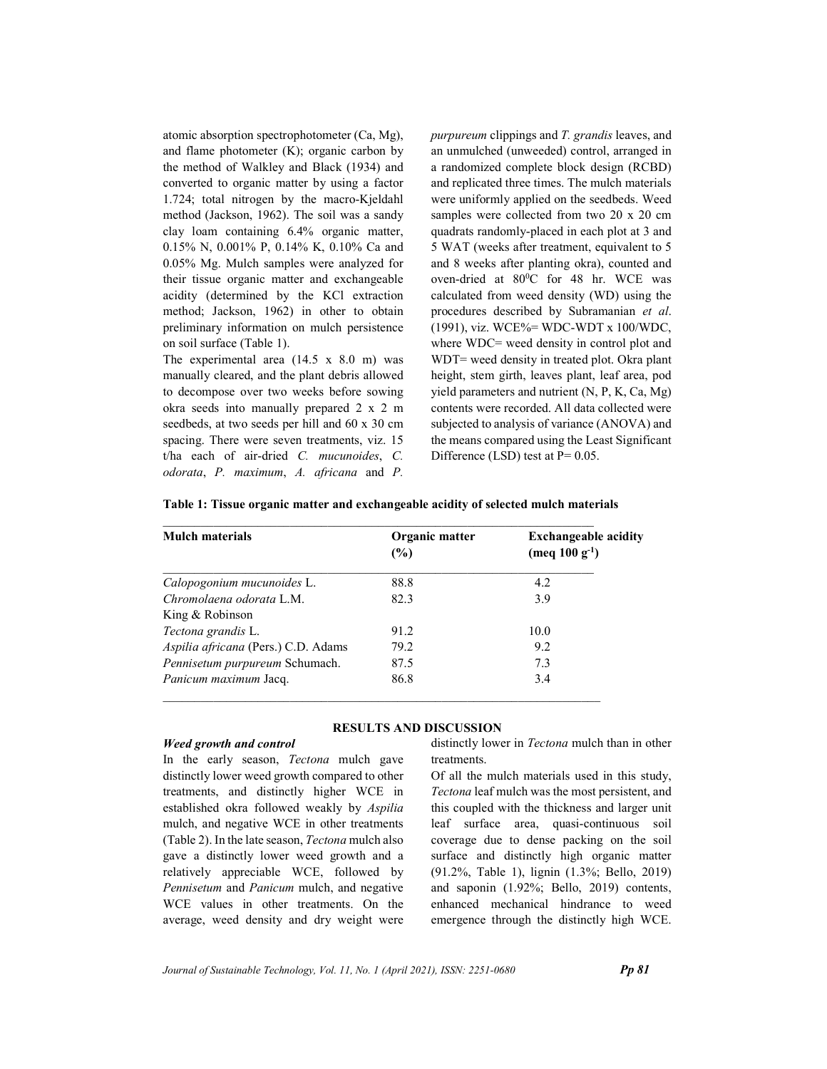atomic absorption spectrophotometer (Ca, Mg), and flame photometer (K); organic carbon by the method of Walkley and Black (1934) and converted to organic matter by using a factor 1.724; total nitrogen by the macro-Kjeldahl method (Jackson, 1962). The soil was a sandy clay loam containing 6.4% organic matter, 0.15% N, 0.001% P, 0.14% K, 0.10% Ca and 0.05% Mg. Mulch samples were analyzed for their tissue organic matter and exchangeable acidity (determined by the KCl extraction method; Jackson, 1962) in other to obtain preliminary information on mulch persistence on soil surface (Table 1).

The experimental area (14.5 x 8.0 m) was manually cleared, and the plant debris allowed to decompose over two weeks before sowing okra seeds into manually prepared 2 x 2 m seedbeds, at two seeds per hill and 60 x 30 cm spacing. There were seven treatments, viz. 15 t/ha each of air-dried *C. mucunoides*, *C. odorata*, *P. maximum*, *A. africana* and *P. purpureum* clippings and *T. grandis* leaves, and an unmulched (unweeded) control, arranged in a randomized complete block design (RCBD) and replicated three times. The mulch materials were uniformly applied on the seedbeds. Weed samples were collected from two 20 x 20 cm quadrats randomly-placed in each plot at 3 and 5 WAT (weeks after treatment, equivalent to 5 and 8 weeks after planting okra), counted and oven-dried at 80$^0$C for 48 hr. WCE was calculated from weed density (WD) using the procedures described by Subramanian *et al*. (1991), viz. WCE%= WDC-WDT x 100/WDC, where WDC= weed density in control plot and WDT= weed density in treated plot. Okra plant height, stem girth, leaves plant, leaf area, pod yield parameters and nutrient (N, P, K, Ca, Mg) contents were recorded. All data collected were subjected to analysis of variance (ANOVA) and the means compared using the Least Significant Difference (LSD) test at P= 0.05.

**Table 1: Tissue organic matter and exchangeable acidity of selected mulch materials**

| Mulch materials | Organic matter (%) | Exchangeable acidity (meq 100 g$^{-1}$) |
|---|---|---|
| *Calopogonium mucunoides* L. | 88.8 | 4.2 |
| *Chromolaena odorata* L.M. King & Robinson | 82.3 | 3.9 |
| *Tectona grandis* L. | 91.2 | 10.0 |
| *Aspilia africana* (Pers.) C.D. Adams | 79.2 | 9.2 |
| *Pennisetum purpureum* Schumach. | 87.5 | 7.3 |
| *Panicum maximum* Jacq. | 86.8 | 3.4 |

## RESULTS AND DISCUSSION

### *Weed growth and control*

In the early season, *Tectona* mulch gave distinctly lower weed growth compared to other treatments, and distinctly higher WCE in established okra followed weakly by *Aspilia* mulch, and negative WCE in other treatments (Table 2). In the late season, *Tectona* mulch also gave a distinctly lower weed growth and a relatively appreciable WCE, followed by *Pennisetum* and *Panicum* mulch, and negative WCE values in other treatments. On the average, weed density and dry weight were distinctly lower in *Tectona* mulch than in other treatments.

Of all the mulch materials used in this study, *Tectona* leaf mulch was the most persistent, and this coupled with the thickness and larger unit leaf surface area, quasi-continuous soil coverage due to dense packing on the soil surface and distinctly high organic matter (91.2%, Table 1), lignin (1.3%; Bello, 2019) and saponin (1.92%; Bello, 2019) contents, enhanced mechanical hindrance to weed emergence through the distinctly high WCE.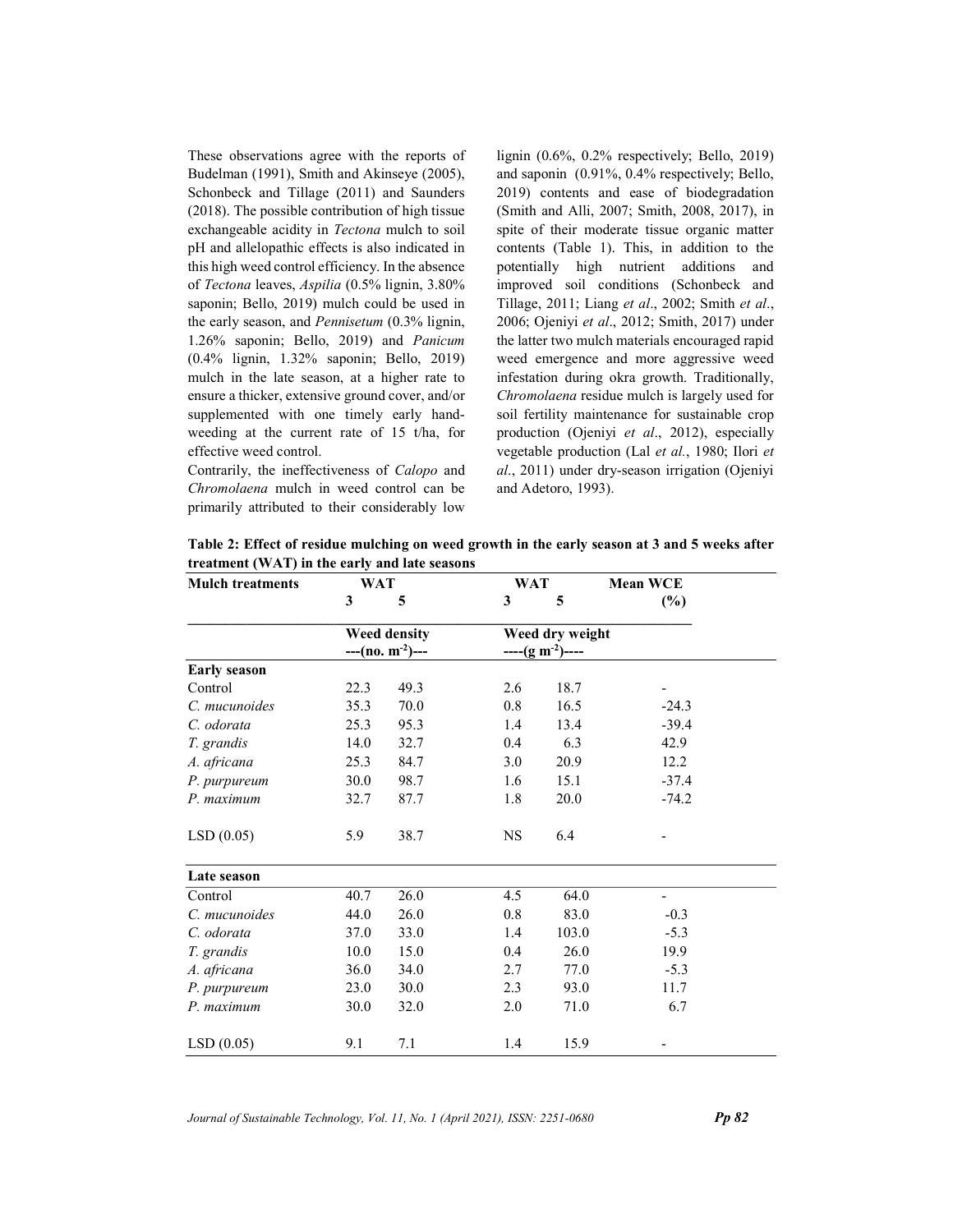These observations agree with the reports of Budelman (1991), Smith and Akinseye (2005), Schonbeck and Tillage (2011) and Saunders (2018). The possible contribution of high tissue exchangeable acidity in *Tectona* mulch to soil pH and allelopathic effects is also indicated in this high weed control efficiency. In the absence of *Tectona* leaves, *Aspilia* (0.5% lignin, 3.80% saponin; Bello, 2019) mulch could be used in the early season, and *Pennisetum* (0.3% lignin, 1.26% saponin; Bello, 2019) and *Panicum* (0.4% lignin, 1.32% saponin; Bello, 2019) mulch in the late season, at a higher rate to ensure a thicker, extensive ground cover, and/or supplemented with one timely early hand-weeding at the current rate of 15 t/ha, for effective weed control.

Contrarily, the ineffectiveness of *Calopo* and *Chromolaena* mulch in weed control can be primarily attributed to their considerably low lignin (0.6%, 0.2% respectively; Bello, 2019) and saponin (0.91%, 0.4% respectively; Bello, 2019) contents and ease of biodegradation (Smith and Alli, 2007; Smith, 2008, 2017), in spite of their moderate tissue organic matter contents (Table 1). This, in addition to the potentially high nutrient additions and improved soil conditions (Schonbeck and Tillage, 2011; Liang *et al*., 2002; Smith *et al*., 2006; Ojeniyi *et al*., 2012; Smith, 2017) under the latter two mulch materials encouraged rapid weed emergence and more aggressive weed infestation during okra growth. Traditionally, *Chromolaena* residue mulch is largely used for soil fertility maintenance for sustainable crop production (Ojeniyi *et al*., 2012), especially vegetable production (Lal *et al.*, 1980; Ilori *et al*., 2011) under dry-season irrigation (Ojeniyi and Adetoro, 1993).

**Table 2: Effect of residue mulching on weed growth in the early season at 3 and 5 weeks after treatment (WAT) in the early and late seasons**

| Mulch treatments | WAT | | WAT | | Mean WCE |
|---|---|---|---|---|---|
| | 3 | 5 | 3 | 5 | (%) |
| | Weed density ---(no. m$^{-2}$)--- | | Weed dry weight ----(g m$^{-2}$)---- | | |
| **Early season** | | | | | |
| Control | 22.3 | 49.3 | 2.6 | 18.7 | - |
| *C. mucunoides* | 35.3 | 70.0 | 0.8 | 16.5 | -24.3 |
| *C. odorata* | 25.3 | 95.3 | 1.4 | 13.4 | -39.4 |
| *T. grandis* | 14.0 | 32.7 | 0.4 | 6.3 | 42.9 |
| *A. africana* | 25.3 | 84.7 | 3.0 | 20.9 | 12.2 |
| *P. purpureum* | 30.0 | 98.7 | 1.6 | 15.1 | -37.4 |
| *P. maximum* | 32.7 | 87.7 | 1.8 | 20.0 | -74.2 |
| LSD (0.05) | 5.9 | 38.7 | NS | 6.4 | - |
| **Late season** | | | | | |
| Control | 40.7 | 26.0 | 4.5 | 64.0 | - |
| *C. mucunoides* | 44.0 | 26.0 | 0.8 | 83.0 | -0.3 |
| *C. odorata* | 37.0 | 33.0 | 1.4 | 103.0 | -5.3 |
| *T. grandis* | 10.0 | 15.0 | 0.4 | 26.0 | 19.9 |
| *A. africana* | 36.0 | 34.0 | 2.7 | 77.0 | -5.3 |
| *P. purpureum* | 23.0 | 30.0 | 2.3 | 93.0 | 11.7 |
| *P. maximum* | 30.0 | 32.0 | 2.0 | 71.0 | 6.7 |
| LSD (0.05) | 9.1 | 7.1 | 1.4 | 15.9 | - |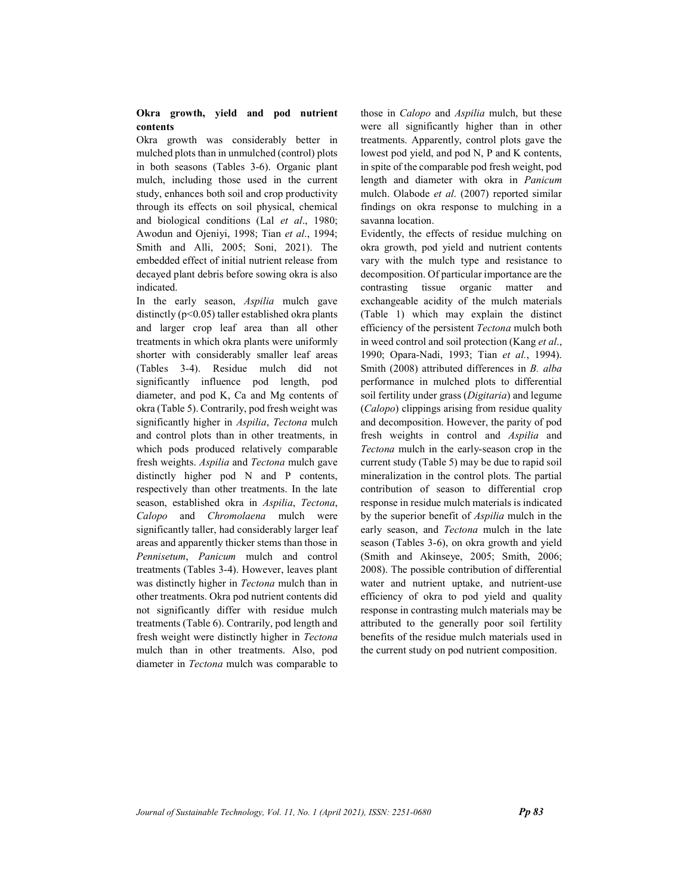### Okra growth, yield and pod nutrient contents

Okra growth was considerably better in mulched plots than in unmulched (control) plots in both seasons (Tables 3-6). Organic plant mulch, including those used in the current study, enhances both soil and crop productivity through its effects on soil physical, chemical and biological conditions (Lal *et al*., 1980; Awodun and Ojeniyi, 1998; Tian *et al*., 1994; Smith and Alli, 2005; Soni, 2021). The embedded effect of initial nutrient release from decayed plant debris before sowing okra is also indicated.

In the early season, *Aspilia* mulch gave distinctly ($p<0.05$) taller established okra plants and larger crop leaf area than all other treatments in which okra plants were uniformly shorter with considerably smaller leaf areas (Tables 3-4). Residue mulch did not significantly influence pod length, pod diameter, and pod K, Ca and Mg contents of okra (Table 5). Contrarily, pod fresh weight was significantly higher in *Aspilia*, *Tectona* mulch and control plots than in other treatments, in which pods produced relatively comparable fresh weights. *Aspilia* and *Tectona* mulch gave distinctly higher pod N and P contents, respectively than other treatments. In the late season, established okra in *Aspilia*, *Tectona*, *Calopo* and *Chromolaena* mulch were significantly taller, had considerably larger leaf areas and apparently thicker stems than those in *Pennisetum*, *Panicum* mulch and control treatments (Tables 3-4). However, leaves plant was distinctly higher in *Tectona* mulch than in other treatments. Okra pod nutrient contents did not significantly differ with residue mulch treatments (Table 6). Contrarily, pod length and fresh weight were distinctly higher in *Tectona* mulch than in other treatments. Also, pod diameter in *Tectona* mulch was comparable to those in *Calopo* and *Aspilia* mulch, but these were all significantly higher than in other treatments. Apparently, control plots gave the lowest pod yield, and pod N, P and K contents, in spite of the comparable pod fresh weight, pod length and diameter with okra in *Panicum* mulch. Olabode *et al*. (2007) reported similar findings on okra response to mulching in a savanna location.

Evidently, the effects of residue mulching on okra growth, pod yield and nutrient contents vary with the mulch type and resistance to decomposition. Of particular importance are the contrasting tissue organic matter and exchangeable acidity of the mulch materials (Table 1) which may explain the distinct efficiency of the persistent *Tectona* mulch both in weed control and soil protection (Kang *et al*., 1990; Opara-Nadi, 1993; Tian *et al.*, 1994). Smith (2008) attributed differences in *B. alba* performance in mulched plots to differential soil fertility under grass (*Digitaria*) and legume (*Calopo*) clippings arising from residue quality and decomposition. However, the parity of pod fresh weights in control and *Aspilia* and *Tectona* mulch in the early-season crop in the current study (Table 5) may be due to rapid soil mineralization in the control plots. The partial contribution of season to differential crop response in residue mulch materials is indicated by the superior benefit of *Aspilia* mulch in the early season, and *Tectona* mulch in the late season (Tables 3-6), on okra growth and yield (Smith and Akinseye, 2005; Smith, 2006; 2008). The possible contribution of differential water and nutrient uptake, and nutrient-use efficiency of okra to pod yield and quality response in contrasting mulch materials may be attributed to the generally poor soil fertility benefits of the residue mulch materials used in the current study on pod nutrient composition.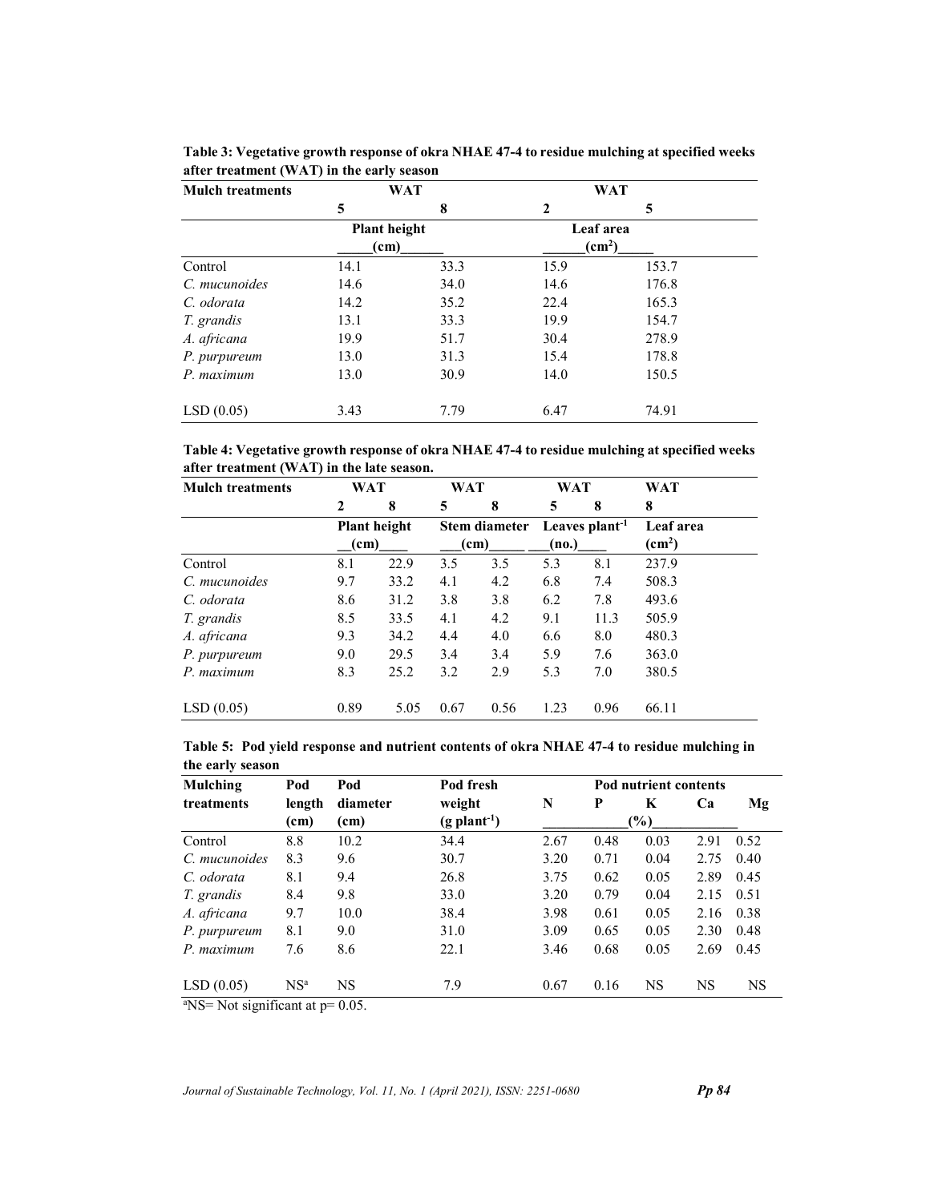**Table 3: Vegetative growth response of okra NHAE 47-4 to residue mulching at specified weeks after treatment (WAT) in the early season**

| Mulch treatments | WAT | | WAT | |
|---|---|---|---|---|
| | 5 | 8 | 2 | 5 |
| | Plant height (cm) | | Leaf area ($cm^2$) | |
| Control | 14.1 | 33.3 | 15.9 | 153.7 |
| *C. mucunoides* | 14.6 | 34.0 | 14.6 | 176.8 |
| *C. odorata* | 14.2 | 35.2 | 22.4 | 165.3 |
| *T. grandis* | 13.1 | 33.3 | 19.9 | 154.7 |
| *A. africana* | 19.9 | 51.7 | 30.4 | 278.9 |
| *P. purpureum* | 13.0 | 31.3 | 15.4 | 178.8 |
| *P. maximum* | 13.0 | 30.9 | 14.0 | 150.5 |
| LSD (0.05) | 3.43 | 7.79 | 6.47 | 74.91 |

**Table 4: Vegetative growth response of okra NHAE 47-4 to residue mulching at specified weeks after treatment (WAT) in the late season.**

| Mulch treatments | WAT | | WAT | | WAT | | WAT |
|---|---|---|---|---|---|---|---|
| | 2 | 8 | 5 | 8 | 5 | 8 | 8 |
| | Plant height (cm) | | Stem diameter (cm) | | Leaves plant$^{-1}$ (no.) | | Leaf area ($cm^2$) |
| Control | 8.1 | 22.9 | 3.5 | 3.5 | 5.3 | 8.1 | 237.9 |
| *C. mucunoides* | 9.7 | 33.2 | 4.1 | 4.2 | 6.8 | 7.4 | 508.3 |
| *C. odorata* | 8.6 | 31.2 | 3.8 | 3.8 | 6.2 | 7.8 | 493.6 |
| *T. grandis* | 8.5 | 33.5 | 4.1 | 4.2 | 9.1 | 11.3 | 505.9 |
| *A. africana* | 9.3 | 34.2 | 4.4 | 4.0 | 6.6 | 8.0 | 480.3 |
| *P. purpureum* | 9.0 | 29.5 | 3.4 | 3.4 | 5.9 | 7.6 | 363.0 |
| *P. maximum* | 8.3 | 25.2 | 3.2 | 2.9 | 5.3 | 7.0 | 380.5 |
| LSD (0.05) | 0.89 | 5.05 | 0.67 | 0.56 | 1.23 | 0.96 | 66.11 |

**Table 5: Pod yield response and nutrient contents of okra NHAE 47-4 to residue mulching in the early season**

| Mulching treatments | Pod length (cm) | Pod diameter (cm) | Pod fresh weight (g plant$^{-1}$) | Pod nutrient contents N | P | K | Ca | Mg |
|---|---|---|---|---|---|---|---|---|
| | | | | (%) | | | | |
| Control | 8.8 | 10.2 | 34.4 | 2.67 | 0.48 | 0.03 | 2.91 | 0.52 |
| *C. mucunoides* | 8.3 | 9.6 | 30.7 | 3.20 | 0.71 | 0.04 | 2.75 | 0.40 |
| *C. odorata* | 8.1 | 9.4 | 26.8 | 3.75 | 0.62 | 0.05 | 2.89 | 0.45 |
| *T. grandis* | 8.4 | 9.8 | 33.0 | 3.20 | 0.79 | 0.04 | 2.15 | 0.51 |
| *A. africana* | 9.7 | 10.0 | 38.4 | 3.98 | 0.61 | 0.05 | 2.16 | 0.38 |
| *P. purpureum* | 8.1 | 9.0 | 31.0 | 3.09 | 0.65 | 0.05 | 2.30 | 0.48 |
| *P. maximum* | 7.6 | 8.6 | 22.1 | 3.46 | 0.68 | 0.05 | 2.69 | 0.45 |
| LSD (0.05) | NS[a] | NS | 7.9 | 0.67 | 0.16 | NS | NS | NS |

[a]NS= Not significant at p= 0.05.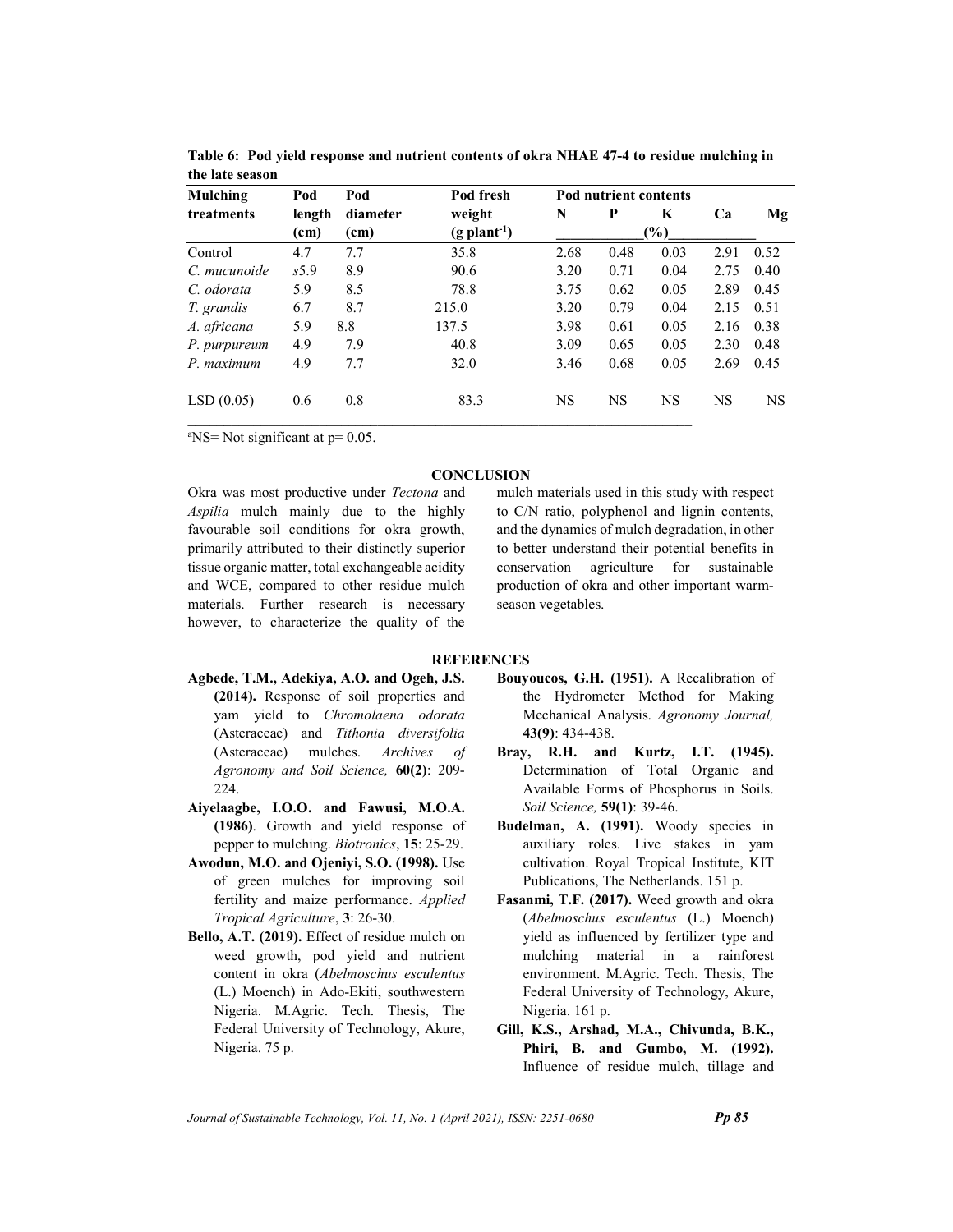**Table 6: Pod yield response and nutrient contents of okra NHAE 47-4 to residue mulching in the late season**

| Mulching treatments | Pod length (cm) | Pod diameter (cm) | Pod fresh weight (g plant$^{-1}$) | Pod nutrient contents N | P | K | Ca | Mg |
|---|---|---|---|---|---|---|---|---|
| | | | | (%) | | | | |
| Control | 4.7 | 7.7 | 35.8 | 2.68 | 0.48 | 0.03 | 2.91 | 0.52 |
| *C. mucunoide* | *s*5.9 | 8.9 | 90.6 | 3.20 | 0.71 | 0.04 | 2.75 | 0.40 |
| *C. odorata* | 5.9 | 8.5 | 78.8 | 3.75 | 0.62 | 0.05 | 2.89 | 0.45 |
| *T. grandis* | 6.7 | 8.7 | 215.0 | 3.20 | 0.79 | 0.04 | 2.15 | 0.51 |
| *A. africana* | 5.9 | 8.8 | 137.5 | 3.98 | 0.61 | 0.05 | 2.16 | 0.38 |
| *P. purpureum* | 4.9 | 7.9 | 40.8 | 3.09 | 0.65 | 0.05 | 2.30 | 0.48 |
| *P. maximum* | 4.9 | 7.7 | 32.0 | 3.46 | 0.68 | 0.05 | 2.69 | 0.45 |
| LSD (0.05) | 0.6 | 0.8 | 83.3 | NS | NS | NS | NS | NS |

[a]NS= Not significant at p= 0.05.

## CONCLUSION

Okra was most productive under *Tectona* and *Aspilia* mulch mainly due to the highly favourable soil conditions for okra growth, primarily attributed to their distinctly superior tissue organic matter, total exchangeable acidity and WCE, compared to other residue mulch materials. Further research is necessary however, to characterize the quality of the mulch materials used in this study with respect to C/N ratio, polyphenol and lignin contents, and the dynamics of mulch degradation, in other to better understand their potential benefits in conservation agriculture for sustainable production of okra and other important warm-season vegetables.

## REFERENCES

**Agbede, T.M., Adekiya, A.O. and Ogeh, J.S. (2014).** Response of soil properties and yam yield to *Chromolaena odorata* (Asteraceae) and *Tithonia diversifolia* (Asteraceae) mulches. *Archives of Agronomy and Soil Science,* **60(2)**: 209-224.

**Aiyelaagbe, I.O.O. and Fawusi, M.O.A. (1986)**. Growth and yield response of pepper to mulching. *Biotronics*, **15**: 25-29.

**Awodun, M.O. and Ojeniyi, S.O. (1998).** Use of green mulches for improving soil fertility and maize performance. *Applied Tropical Agriculture*, **3**: 26-30.

**Bello, A.T. (2019).** Effect of residue mulch on weed growth, pod yield and nutrient content in okra (*Abelmoschus esculentus* (L.) Moench) in Ado-Ekiti, southwestern Nigeria. M.Agric. Tech. Thesis, The Federal University of Technology, Akure, Nigeria. 75 p.

**Bouyoucos, G.H. (1951).** A Recalibration of the Hydrometer Method for Making Mechanical Analysis. *Agronomy Journal,* **43(9)**: 434-438.

**Bray, R.H. and Kurtz, I.T. (1945).** Determination of Total Organic and Available Forms of Phosphorus in Soils. *Soil Science,* **59(1)**: 39-46.

**Budelman, A. (1991).** Woody species in auxiliary roles. Live stakes in yam cultivation. Royal Tropical Institute, KIT Publications, The Netherlands. 151 p.

**Fasanmi, T.F. (2017).** Weed growth and okra (*Abelmoschus esculentus* (L.) Moench) yield as influenced by fertilizer type and mulching material in a rainforest environment. M.Agric. Tech. Thesis, The Federal University of Technology, Akure, Nigeria. 161 p.

**Gill, K.S., Arshad, M.A., Chivunda, B.K., Phiri, B. and Gumbo, M. (1992).** Influence of residue mulch, tillage and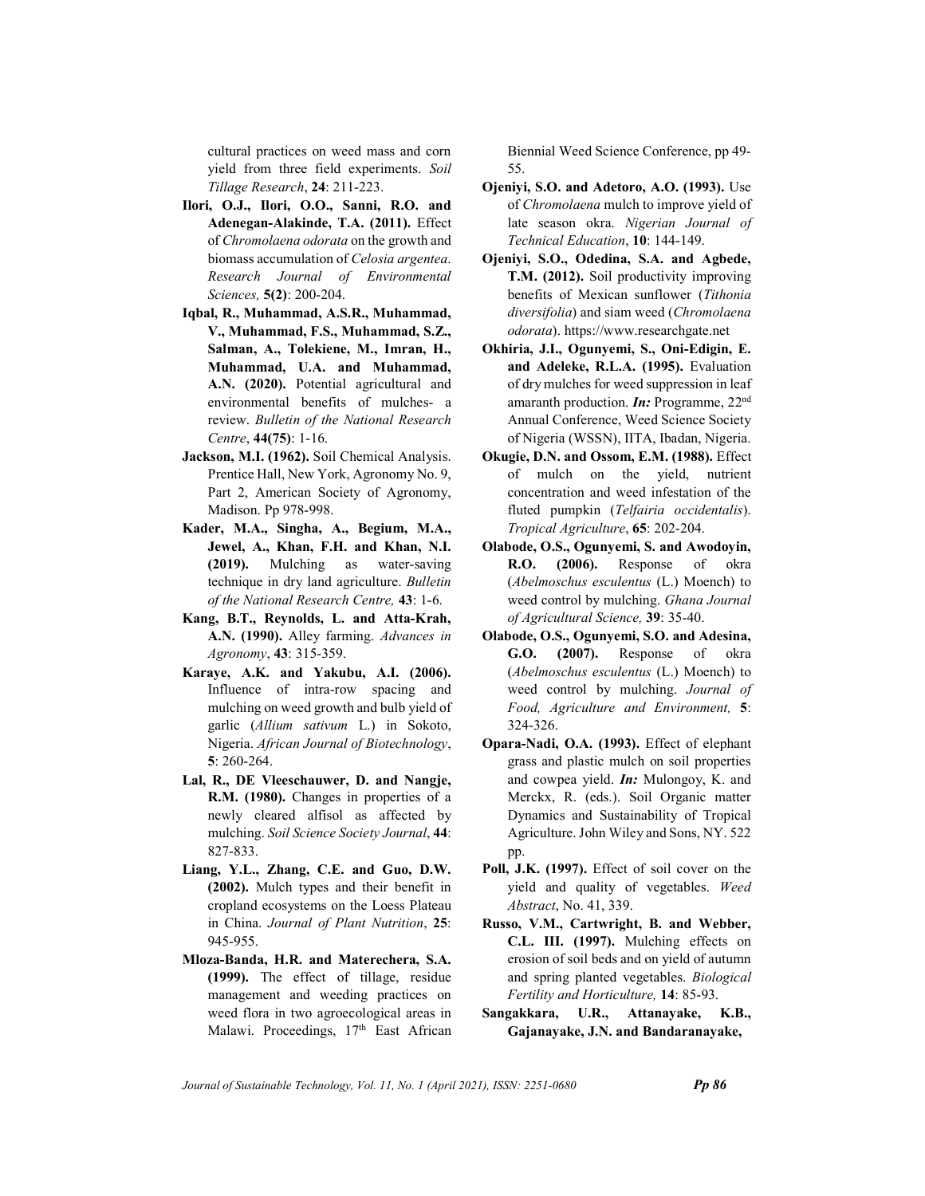cultural practices on weed mass and corn yield from three field experiments. *Soil Tillage Research*, **24**: 211-223.

**Ilori, O.J., Ilori, O.O., Sanni, R.O. and Adenegan-Alakinde, T.A. (2011).** Effect of *Chromolaena odorata* on the growth and biomass accumulation of *Celosia argentea*. *Research Journal of Environmental Sciences,* **5(2)**: 200-204.

**Iqbal, R., Muhammad, A.S.R., Muhammad, V., Muhammad, F.S., Muhammad, S.Z., Salman, A., Tolekiene, M., Imran, H., Muhammad, U.A. and Muhammad, A.N. (2020).** Potential agricultural and environmental benefits of mulches- a review. *Bulletin of the National Research Centre*, **44(75)**: 1-16.

**Jackson, M.I. (1962).** Soil Chemical Analysis. Prentice Hall, New York, Agronomy No. 9, Part 2, American Society of Agronomy, Madison. Pp 978-998.

**Kader, M.A., Singha, A., Begium, M.A., Jewel, A., Khan, F.H. and Khan, N.I. (2019).** Mulching as water-saving technique in dry land agriculture. *Bulletin of the National Research Centre,* **43**: 1-6.

**Kang, B.T., Reynolds, L. and Atta-Krah, A.N. (1990).** Alley farming. *Advances in Agronomy*, **43**: 315-359.

**Karaye, A.K. and Yakubu, A.I. (2006).** Influence of intra-row spacing and mulching on weed growth and bulb yield of garlic (*Allium sativum* L.) in Sokoto, Nigeria. *African Journal of Biotechnology*, **5**: 260-264.

**Lal, R., DE Vleeschauwer, D. and Nangje, R.M. (1980).** Changes in properties of a newly cleared alfisol as affected by mulching. *Soil Science Society Journal*, **44**: 827-833.

**Liang, Y.L., Zhang, C.E. and Guo, D.W. (2002).** Mulch types and their benefit in cropland ecosystems on the Loess Plateau in China. *Journal of Plant Nutrition*, **25**: 945-955.

**Mloza-Banda, H.R. and Materechera, S.A. (1999).** The effect of tillage, residue management and weeding practices on weed flora in two agroecological areas in Malawi. Proceedings, 17th East African Biennial Weed Science Conference, pp 49-55.

**Ojeniyi, S.O. and Adetoro, A.O. (1993).** Use of *Chromolaena* mulch to improve yield of late season okra. *Nigerian Journal of Technical Education*, **10**: 144-149.

**Ojeniyi, S.O., Odedina, S.A. and Agbede, T.M. (2012).** Soil productivity improving benefits of Mexican sunflower (*Tithonia diversifolia*) and siam weed (*Chromolaena odorata*). https://www.researchgate.net

**Okhiria, J.I., Ogunyemi, S., Oni-Edigin, E. and Adeleke, R.L.A. (1995).** Evaluation of dry mulches for weed suppression in leaf amaranth production. ***In:*** Programme, 22nd Annual Conference, Weed Science Society of Nigeria (WSSN), IITA, Ibadan, Nigeria.

**Okugie, D.N. and Ossom, E.M. (1988).** Effect of mulch on the yield, nutrient concentration and weed infestation of the fluted pumpkin (*Telfairia occidentalis*). *Tropical Agriculture*, **65**: 202-204.

**Olabode, O.S., Ogunyemi, S. and Awodoyin, R.O. (2006).** Response of okra (*Abelmoschus esculentus* (L.) Moench) to weed control by mulching. *Ghana Journal of Agricultural Science,* **39**: 35-40.

**Olabode, O.S., Ogunyemi, S.O. and Adesina, G.O. (2007).** Response of okra (*Abelmoschus esculentus* (L.) Moench) to weed control by mulching. *Journal of Food, Agriculture and Environment,* **5**: 324-326.

**Opara-Nadi, O.A. (1993).** Effect of elephant grass and plastic mulch on soil properties and cowpea yield. ***In:*** Mulongoy, K. and Merckx, R. (eds.). Soil Organic matter Dynamics and Sustainability of Tropical Agriculture. John Wiley and Sons, NY. 522 pp.

**Poll, J.K. (1997).** Effect of soil cover on the yield and quality of vegetables. *Weed Abstract*, No. 41, 339.

**Russo, V.M., Cartwright, B. and Webber, C.L. III. (1997).** Mulching effects on erosion of soil beds and on yield of autumn and spring planted vegetables. *Biological Fertility and Horticulture,* **14**: 85-93.

**Sangakkara, U.R., Attanayake, K.B., Gajanayake, J.N. and Bandaranayake,**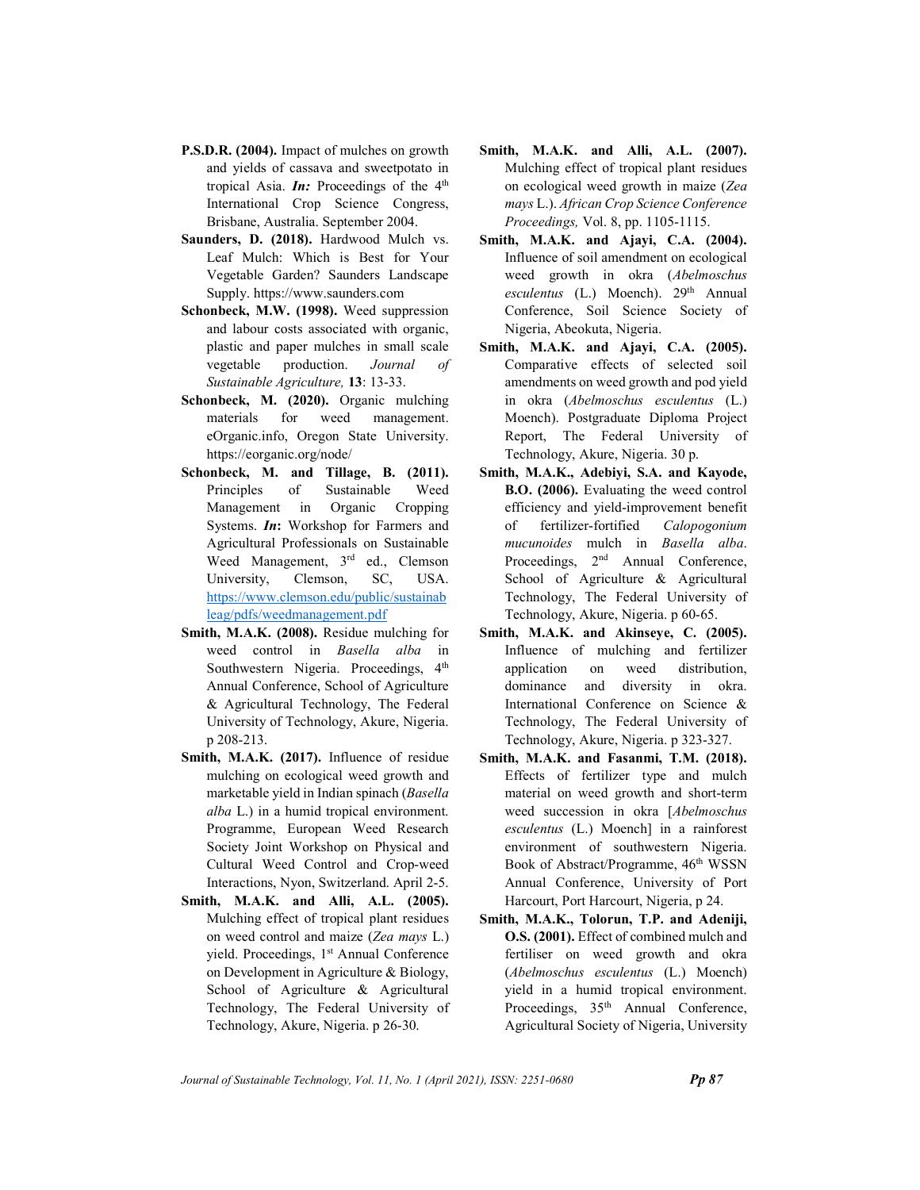**P.S.D.R. (2004).** Impact of mulches on growth and yields of cassava and sweetpotato in tropical Asia. ***In:*** Proceedings of the 4th International Crop Science Congress, Brisbane, Australia. September 2004.

**Saunders, D. (2018).** Hardwood Mulch vs. Leaf Mulch: Which is Best for Your Vegetable Garden? Saunders Landscape Supply. https://www.saunders.com

**Schonbeck, M.W. (1998).** Weed suppression and labour costs associated with organic, plastic and paper mulches in small scale vegetable production. *Journal of Sustainable Agriculture,* **13**: 13-33.

**Schonbeck, M. (2020).** Organic mulching materials for weed management. eOrganic.info, Oregon State University. https://eorganic.org/node/

**Schonbeck, M. and Tillage, B. (2011).** Principles of Sustainable Weed Management in Organic Cropping Systems. ***In*:** Workshop for Farmers and Agricultural Professionals on Sustainable Weed Management, 3rd ed., Clemson University, Clemson, SC, USA. https://www.clemson.edu/public/sustainableag/pdfs/weedmanagement.pdf

**Smith, M.A.K. (2008).** Residue mulching for weed control in *Basella alba* in Southwestern Nigeria. Proceedings, 4th Annual Conference, School of Agriculture & Agricultural Technology, The Federal University of Technology, Akure, Nigeria. p 208-213.

**Smith, M.A.K. (2017).** Influence of residue mulching on ecological weed growth and marketable yield in Indian spinach (*Basella alba* L.) in a humid tropical environment. Programme, European Weed Research Society Joint Workshop on Physical and Cultural Weed Control and Crop-weed Interactions, Nyon, Switzerland. April 2-5.

**Smith, M.A.K. and Alli, A.L. (2005).** Mulching effect of tropical plant residues on weed control and maize (*Zea mays* L.) yield. Proceedings, 1st Annual Conference on Development in Agriculture & Biology, School of Agriculture & Agricultural Technology, The Federal University of Technology, Akure, Nigeria. p 26-30.

**Smith, M.A.K. and Alli, A.L. (2007).** Mulching effect of tropical plant residues on ecological weed growth in maize (*Zea mays* L.). *African Crop Science Conference Proceedings,* Vol. 8, pp. 1105-1115.

**Smith, M.A.K. and Ajayi, C.A. (2004).** Influence of soil amendment on ecological weed growth in okra (*Abelmoschus esculentus* (L.) Moench). 29th Annual Conference, Soil Science Society of Nigeria, Abeokuta, Nigeria.

**Smith, M.A.K. and Ajayi, C.A. (2005).** Comparative effects of selected soil amendments on weed growth and pod yield in okra (*Abelmoschus esculentus* (L.) Moench). Postgraduate Diploma Project Report, The Federal University of Technology, Akure, Nigeria. 30 p.

**Smith, M.A.K., Adebiyi, S.A. and Kayode, B.O. (2006).** Evaluating the weed control efficiency and yield-improvement benefit of fertilizer-fortified *Calopogonium mucunoides* mulch in *Basella alba*. Proceedings, 2nd Annual Conference, School of Agriculture & Agricultural Technology, The Federal University of Technology, Akure, Nigeria. p 60-65.

**Smith, M.A.K. and Akinseye, C. (2005).** Influence of mulching and fertilizer application on weed distribution, dominance and diversity in okra. International Conference on Science & Technology, The Federal University of Technology, Akure, Nigeria. p 323-327.

**Smith, M.A.K. and Fasanmi, T.M. (2018).** Effects of fertilizer type and mulch material on weed growth and short-term weed succession in okra [*Abelmoschus esculentus* (L.) Moench] in a rainforest environment of southwestern Nigeria. Book of Abstract/Programme, 46th WSSN Annual Conference, University of Port Harcourt, Port Harcourt, Nigeria, p 24.

**Smith, M.A.K., Tolorun, T.P. and Adeniji, O.S. (2001).** Effect of combined mulch and fertiliser on weed growth and okra (*Abelmoschus esculentus* (L.) Moench) yield in a humid tropical environment. Proceedings, 35th Annual Conference, Agricultural Society of Nigeria, University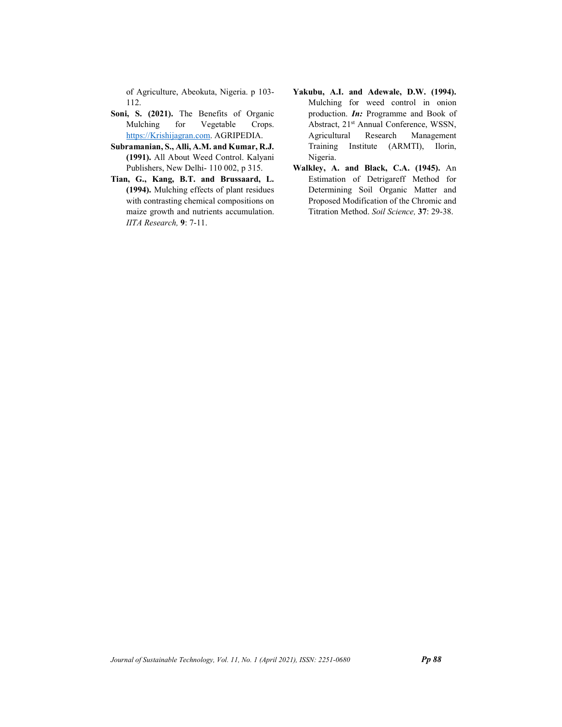of Agriculture, Abeokuta, Nigeria. p 103-112.

**Soni, S. (2021).** The Benefits of Organic Mulching for Vegetable Crops. https://Krishijagran.com. AGRIPEDIA.

**Subramanian, S., Alli, A.M. and Kumar, R.J. (1991).** All About Weed Control. Kalyani Publishers, New Delhi- 110 002, p 315.

**Tian, G., Kang, B.T. and Brussaard, L. (1994).** Mulching effects of plant residues with contrasting chemical compositions on maize growth and nutrients accumulation. *IITA Research,* **9**: 7-11.

**Yakubu, A.I. and Adewale, D.W. (1994).** Mulching for weed control in onion production. ***In:*** Programme and Book of Abstract, 21st Annual Conference, WSSN, Agricultural Research Management Training Institute (ARMTI), Ilorin, Nigeria.

**Walkley, A. and Black, C.A. (1945).** An Estimation of Detrigareff Method for Determining Soil Organic Matter and Proposed Modification of the Chromic and Titration Method. *Soil Science,* **37**: 29-38.